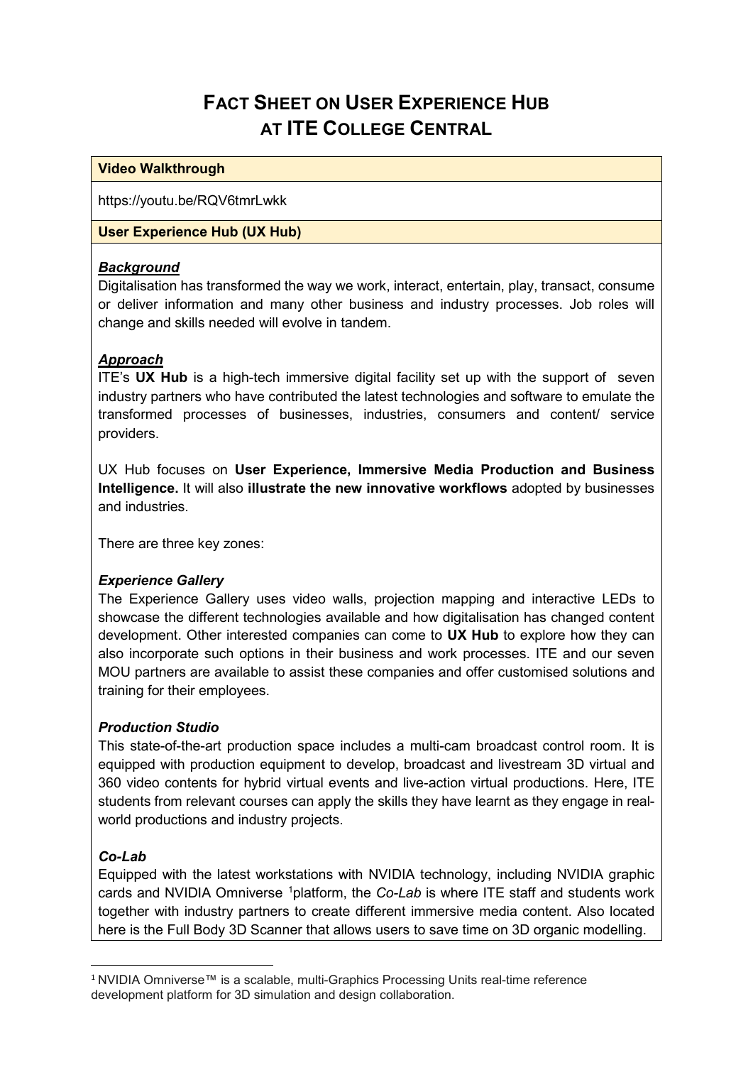# FACT SHEET ON USER EXPERIENCE HUB AT ITE COLLEGE CENTRAL

**Video Walkthrough**

https://youtu.be/RQV6tmrLwkk

**User Experience Hub (UX Hub)**

***Background***

Digitalisation has transformed the way we work, interact, entertain, play, transact, consume or deliver information and many other business and industry processes. Job roles will change and skills needed will evolve in tandem.

***Approach***

ITE's **UX Hub** is a high-tech immersive digital facility set up with the support of seven industry partners who have contributed the latest technologies and software to emulate the transformed processes of businesses, industries, consumers and content/ service providers.

UX Hub focuses on **User Experience, Immersive Media Production and Business Intelligence.** It will also **illustrate the new innovative workflows** adopted by businesses and industries.

There are three key zones:

***Experience Gallery***

The Experience Gallery uses video walls, projection mapping and interactive LEDs to showcase the different technologies available and how digitalisation has changed content development. Other interested companies can come to **UX Hub** to explore how they can also incorporate such options in their business and work processes. ITE and our seven MOU partners are available to assist these companies and offer customised solutions and training for their employees.

***Production Studio***

This state-of-the-art production space includes a multi-cam broadcast control room. It is equipped with production equipment to develop, broadcast and livestream 3D virtual and 360 video contents for hybrid virtual events and live-action virtual productions. Here, ITE students from relevant courses can apply the skills they have learnt as they engage in real-world productions and industry projects.

***Co-Lab***

Equipped with the latest workstations with NVIDIA technology, including NVIDIA graphic cards and NVIDIA Omniverse [1]platform, the *Co-Lab* is where ITE staff and students work together with industry partners to create different immersive media content. Also located here is the Full Body 3D Scanner that allows users to save time on 3D organic modelling.

---

[1] NVIDIA Omniverse™ is a scalable, multi-Graphics Processing Units real-time reference development platform for 3D simulation and design collaboration.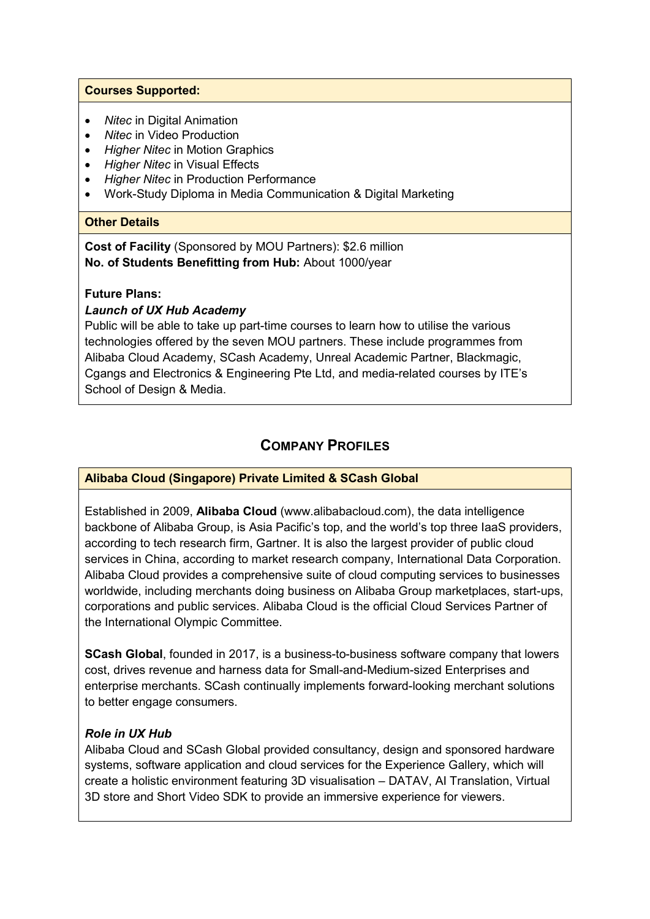**Courses Supported:**

- *Nitec* in Digital Animation
- *Nitec* in Video Production
- *Higher Nitec* in Motion Graphics
- *Higher Nitec* in Visual Effects
- *Higher Nitec* in Production Performance
- Work-Study Diploma in Media Communication & Digital Marketing

**Other Details**

**Cost of Facility** (Sponsored by MOU Partners): $2.6 million
**No. of Students Benefitting from Hub:** About 1000/year

**Future Plans:**

***Launch of UX Hub Academy***

Public will be able to take up part-time courses to learn how to utilise the various technologies offered by the seven MOU partners. These include programmes from Alibaba Cloud Academy, SCash Academy, Unreal Academic Partner, Blackmagic, Cgangs and Electronics & Engineering Pte Ltd, and media-related courses by ITE's School of Design & Media.

## Company Profiles

**Alibaba Cloud (Singapore) Private Limited & SCash Global**

Established in 2009, **Alibaba Cloud** (www.alibabacloud.com), the data intelligence backbone of Alibaba Group, is Asia Pacific's top, and the world's top three IaaS providers, according to tech research firm, Gartner. It is also the largest provider of public cloud services in China, according to market research company, International Data Corporation. Alibaba Cloud provides a comprehensive suite of cloud computing services to businesses worldwide, including merchants doing business on Alibaba Group marketplaces, start-ups, corporations and public services. Alibaba Cloud is the official Cloud Services Partner of the International Olympic Committee.

**SCash Global**, founded in 2017, is a business-to-business software company that lowers cost, drives revenue and harness data for Small-and-Medium-sized Enterprises and enterprise merchants. SCash continually implements forward-looking merchant solutions to better engage consumers.

***Role in UX Hub***

Alibaba Cloud and SCash Global provided consultancy, design and sponsored hardware systems, software application and cloud services for the Experience Gallery, which will create a holistic environment featuring 3D visualisation – DATAV, AI Translation, Virtual 3D store and Short Video SDK to provide an immersive experience for viewers.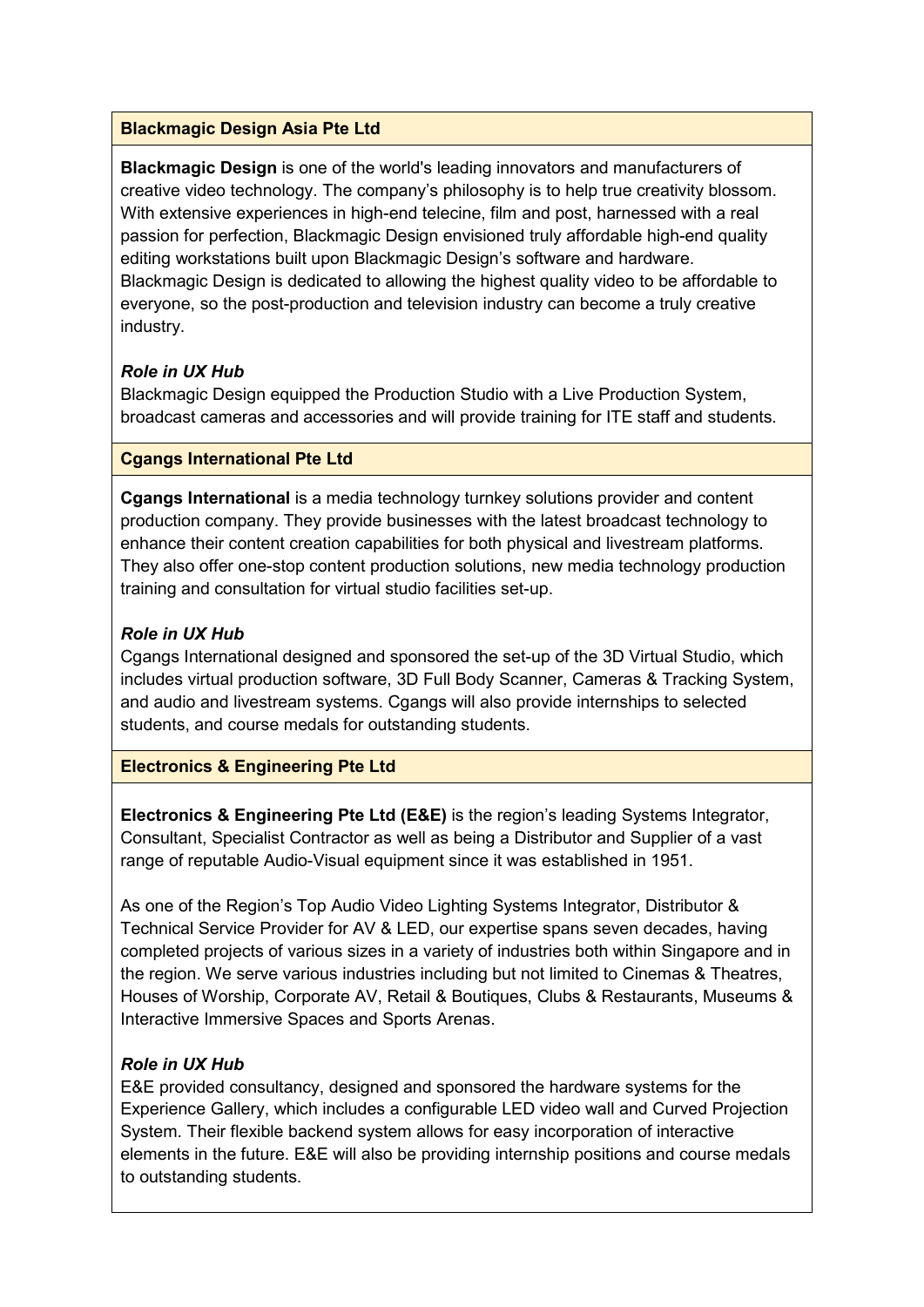### Blackmagic Design Asia Pte Ltd

**Blackmagic Design** is one of the world's leading innovators and manufacturers of creative video technology. The company's philosophy is to help true creativity blossom. With extensive experiences in high-end telecine, film and post, harnessed with a real passion for perfection, Blackmagic Design envisioned truly affordable high-end quality editing workstations built upon Blackmagic Design's software and hardware. Blackmagic Design is dedicated to allowing the highest quality video to be affordable to everyone, so the post-production and television industry can become a truly creative industry.

***Role in UX Hub***

Blackmagic Design equipped the Production Studio with a Live Production System, broadcast cameras and accessories and will provide training for ITE staff and students.

### Cgangs International Pte Ltd

**Cgangs International** is a media technology turnkey solutions provider and content production company. They provide businesses with the latest broadcast technology to enhance their content creation capabilities for both physical and livestream platforms. They also offer one-stop content production solutions, new media technology production training and consultation for virtual studio facilities set-up.

***Role in UX Hub***

Cgangs International designed and sponsored the set-up of the 3D Virtual Studio, which includes virtual production software, 3D Full Body Scanner, Cameras & Tracking System, and audio and livestream systems. Cgangs will also provide internships to selected students, and course medals for outstanding students.

### Electronics & Engineering Pte Ltd

**Electronics & Engineering Pte Ltd (E&E)** is the region's leading Systems Integrator, Consultant, Specialist Contractor as well as being a Distributor and Supplier of a vast range of reputable Audio-Visual equipment since it was established in 1951.

As one of the Region's Top Audio Video Lighting Systems Integrator, Distributor & Technical Service Provider for AV & LED, our expertise spans seven decades, having completed projects of various sizes in a variety of industries both within Singapore and in the region. We serve various industries including but not limited to Cinemas & Theatres, Houses of Worship, Corporate AV, Retail & Boutiques, Clubs & Restaurants, Museums & Interactive Immersive Spaces and Sports Arenas.

***Role in UX Hub***

E&E provided consultancy, designed and sponsored the hardware systems for the Experience Gallery, which includes a configurable LED video wall and Curved Projection System. Their flexible backend system allows for easy incorporation of interactive elements in the future. E&E will also be providing internship positions and course medals to outstanding students.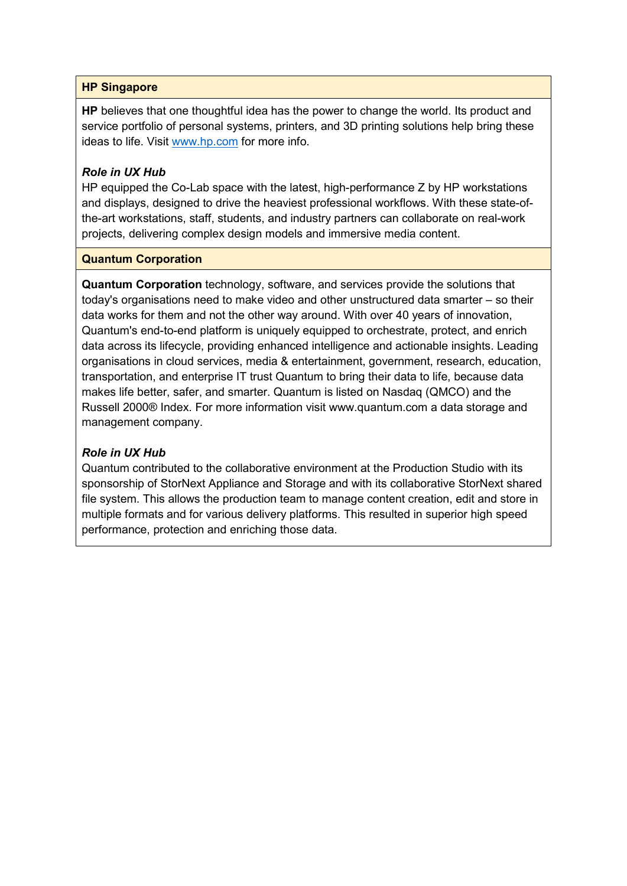### HP Singapore

**HP** believes that one thoughtful idea has the power to change the world. Its product and service portfolio of personal systems, printers, and 3D printing solutions help bring these ideas to life. Visit [www.hp.com](www.hp.com) for more info.

***Role in UX Hub***

HP equipped the Co-Lab space with the latest, high-performance Z by HP workstations and displays, designed to drive the heaviest professional workflows. With these state-of-the-art workstations, staff, students, and industry partners can collaborate on real-work projects, delivering complex design models and immersive media content.

### Quantum Corporation

**Quantum Corporation** technology, software, and services provide the solutions that today's organisations need to make video and other unstructured data smarter – so their data works for them and not the other way around. With over 40 years of innovation, Quantum's end-to-end platform is uniquely equipped to orchestrate, protect, and enrich data across its lifecycle, providing enhanced intelligence and actionable insights. Leading organisations in cloud services, media & entertainment, government, research, education, transportation, and enterprise IT trust Quantum to bring their data to life, because data makes life better, safer, and smarter. Quantum is listed on Nasdaq (QMCO) and the Russell 2000® Index. For more information visit www.quantum.com a data storage and management company.

***Role in UX Hub***

Quantum contributed to the collaborative environment at the Production Studio with its sponsorship of StorNext Appliance and Storage and with its collaborative StorNext shared file system. This allows the production team to manage content creation, edit and store in multiple formats and for various delivery platforms. This resulted in superior high speed performance, protection and enriching those data.